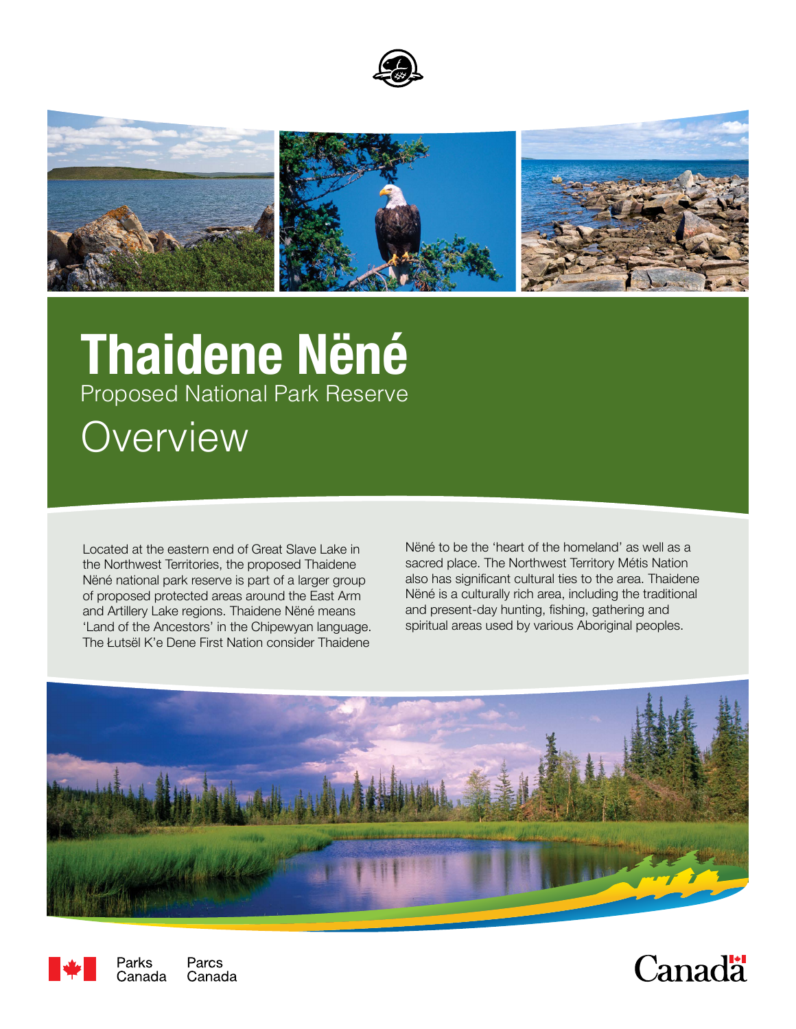# Thaidene Nënë

## Proposed National Park Reserve

## Overview

Located at the eastern end of Great Slave Lake in the Northwest Territories, the proposed Thaidene Nënë national park reserve is part of a larger group of proposed protected areas around the East Arm and Artillery Lake regions. Thaidene Nënë means 'Land of the Ancestors' in the Chipewyan language. The Łutsël K'e Dene First Nation consider Thaidene Nënë to be the 'heart of the homeland' as well as a sacred place. The Northwest Territory Métis Nation also has significant cultural ties to the area. Thaidene Nënë is a culturally rich area, including the traditional and present-day hunting, fishing, gathering and spiritual areas used by various Aboriginal peoples.

Parks Canada Parcs Canada

Canada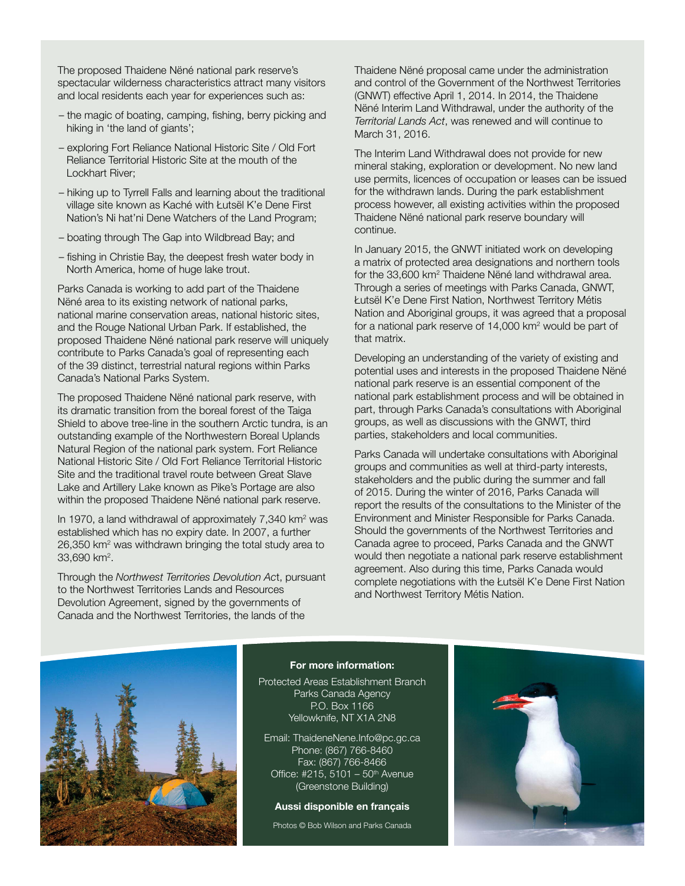The proposed Thaidene Nëné national park reserve's spectacular wilderness characteristics attract many visitors and local residents each year for experiences such as:

- the magic of boating, camping, fishing, berry picking and hiking in 'the land of giants';
- exploring Fort Reliance National Historic Site / Old Fort Reliance Territorial Historic Site at the mouth of the Lockhart River;
- hiking up to Tyrrell Falls and learning about the traditional village site known as Kaché with Łutsël K'e Dene First Nation's Ni hat'ni Dene Watchers of the Land Program;
- boating through The Gap into Wildbread Bay; and
- fishing in Christie Bay, the deepest fresh water body in North America, home of huge lake trout.

Parks Canada is working to add part of the Thaidene Nëné area to its existing network of national parks, national marine conservation areas, national historic sites, and the Rouge National Urban Park. If established, the proposed Thaidene Nëné national park reserve will uniquely contribute to Parks Canada's goal of representing each of the 39 distinct, terrestrial natural regions within Parks Canada's National Parks System.

The proposed Thaidene Nëné national park reserve, with its dramatic transition from the boreal forest of the Taiga Shield to above tree-line in the southern Arctic tundra, is an outstanding example of the Northwestern Boreal Uplands Natural Region of the national park system. Fort Reliance National Historic Site / Old Fort Reliance Territorial Historic Site and the traditional travel route between Great Slave Lake and Artillery Lake known as Pike's Portage are also within the proposed Thaidene Nëné national park reserve.

In 1970, a land withdrawal of approximately 7,340 km$^2$ was established which has no expiry date. In 2007, a further 26,350 km$^2$ was withdrawn bringing the total study area to 33,690 km$^2$.

Through the *Northwest Territories Devolution Act*, pursuant to the Northwest Territories Lands and Resources Devolution Agreement, signed by the governments of Canada and the Northwest Territories, the lands of the Thaidene Nëné proposal came under the administration and control of the Government of the Northwest Territories (GNWT) effective April 1, 2014. In 2014, the Thaidene Nëné Interim Land Withdrawal, under the authority of the *Territorial Lands Act*, was renewed and will continue to March 31, 2016.

The Interim Land Withdrawal does not provide for new mineral staking, exploration or development. No new land use permits, licences of occupation or leases can be issued for the withdrawn lands. During the park establishment process however, all existing activities within the proposed Thaidene Nëné national park reserve boundary will continue.

In January 2015, the GNWT initiated work on developing a matrix of protected area designations and northern tools for the 33,600 km$^2$ Thaidene Nëné land withdrawal area. Through a series of meetings with Parks Canada, GNWT, Łutsël K'e Dene First Nation, Northwest Territory Métis Nation and Aboriginal groups, it was agreed that a proposal for a national park reserve of 14,000 km$^2$ would be part of that matrix.

Developing an understanding of the variety of existing and potential uses and interests in the proposed Thaidene Nëné national park reserve is an essential component of the national park establishment process and will be obtained in part, through Parks Canada's consultations with Aboriginal groups, as well as discussions with the GNWT, third parties, stakeholders and local communities.

Parks Canada will undertake consultations with Aboriginal groups and communities as well at third-party interests, stakeholders and the public during the summer and fall of 2015. During the winter of 2016, Parks Canada will report the results of the consultations to the Minister of the Environment and Minister Responsible for Parks Canada. Should the governments of the Northwest Territories and Canada agree to proceed, Parks Canada and the GNWT would then negotiate a national park reserve establishment agreement. Also during this time, Parks Canada would complete negotiations with the Łutsël K'e Dene First Nation and Northwest Territory Métis Nation.

**For more information:**

Protected Areas Establishment Branch
Parks Canada Agency
P.O. Box 1166
Yellowknife, NT X1A 2N8

Email: ThaideneNene.Info@pc.gc.ca
Phone: (867) 766-8460
Fax: (867) 766-8466
Office: #215, 5101 – 50th Avenue
(Greenstone Building)

**Aussi disponible en français**

Photos © Bob Wilson and Parks Canada